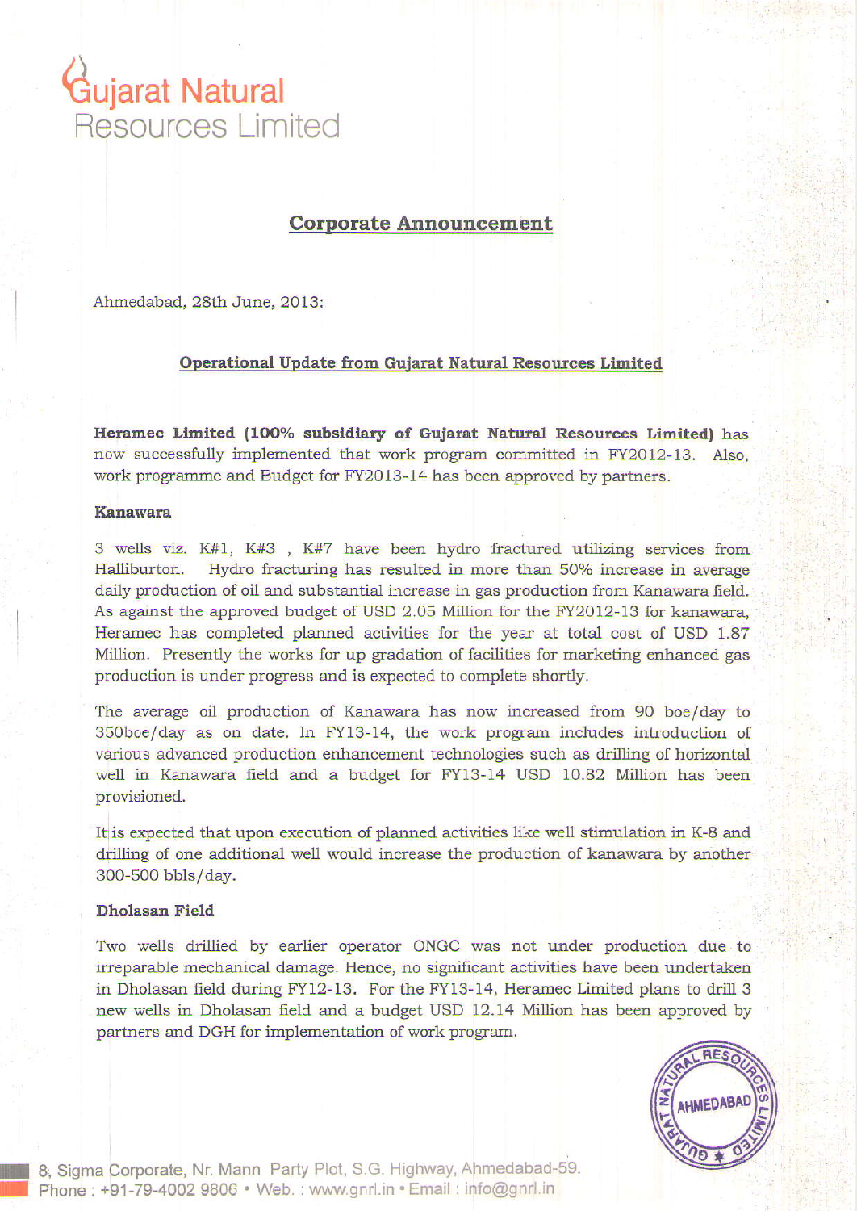# Gujarat Natural Resources Limited

## Corporate Announcement

Ahmedabad, 28th June, 2013:

### Operational Update from Gujarat Natural Resources Limited

**Heramec Limited (100% subsidiary of Gujarat Natural Resources Limited)** has now successfully implemented that work program committed in FY2012-13. Also, work programme and Budget for FY2013-14 has been approved by partners.

**Kanawara**

3 wells viz. K#1, K#3 , K#7 have been hydro fractured utilizing services from Halliburton. Hydro fracturing has resulted in more than 50% increase in average daily production of oil and substantial increase in gas production from Kanawara field. As against the approved budget of USD 2.05 Million for the FY2012-13 for kanawara, Heramec has completed planned activities for the year at total cost of USD 1.87 Million. Presently the works for up gradation of facilities for marketing enhanced gas production is under progress and is expected to complete shortly.

The average oil production of Kanawara has now increased from 90 boe/day to 350boe/day as on date. In FY13-14, the work program includes introduction of various advanced production enhancement technologies such as drilling of horizontal well in Kanawara field and a budget for FY13-14 USD 10.82 Million has been provisioned.

It is expected that upon execution of planned activities like well stimulation in K-8 and drilling of one additional well would increase the production of kanawara by another 300-500 bbls/day.

**Dholasan Field**

Two wells drillied by earlier operator ONGC was not under production due to irreparable mechanical damage. Hence, no significant activities have been undertaken in Dholasan field during FY12-13. For the FY13-14, Heramec Limited plans to drill 3 new wells in Dholasan field and a budget USD 12.14 Million has been approved by partners and DGH for implementation of work program.

8, Sigma Corporate, Nr. Mann Party Plot, S.G. Highway, Ahmedabad-59.
Phone : +91-79-4002 9806 • Web. : www.gnrl.in • Email : info@gnrl.in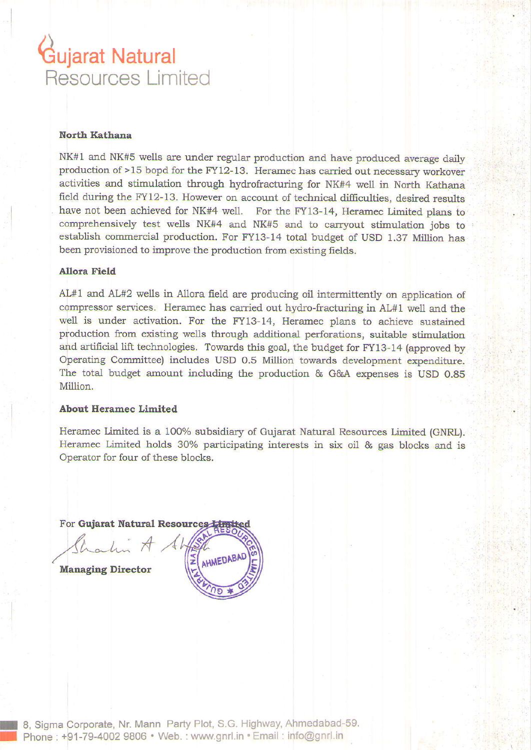# Gujarat Natural Resources Limited

**North Kathana**

NK#1 and NK#5 wells are under regular production and have produced average daily production of >15 bopd for the FY12-13. Heramec has carried out necessary workover activities and stimulation through hydrofracturing for NK#4 well in North Kathana field during the FY12-13. However on account of technical difficulties, desired results have not been achieved for NK#4 well. For the FY13-14, Heramec Limited plans to comprehensively test wells NK#4 and NK#5 and to carryout stimulation jobs to establish commercial production. For FY13-14 total budget of USD 1.37 Million has been provisioned to improve the production from existing fields.

**Allora Field**

AL#1 and AL#2 wells in Allora field are producing oil intermittently on application of compressor services. Heramec has carried out hydro-fracturing in AL#1 well and the well is under activation. For the FY13-14, Heramec plans to achieve sustained production from existing wells through additional perforations, suitable stimulation and artificial lift technologies. Towards this goal, the budget for FY13-14 (approved by Operating Committee) includes USD 0.5 Million towards development expenditure. The total budget amount including the production & G&A expenses is USD 0.85 Million.

**About Heramec Limited**

Heramec Limited is a 100% subsidiary of Gujarat Natural Resources Limited (GNRL). Heramec Limited holds 30% participating interests in six oil & gas blocks and is Operator for four of these blocks.

For **Gujarat Natural Resources Limited**

**Managing Director**

8, Sigma Corporate, Nr. Mann Party Plot, S.G. Highway, Ahmedabad-59.
Phone : +91-79-4002 9806 • Web. : www.gnrl.in • Email : info@gnrl.in